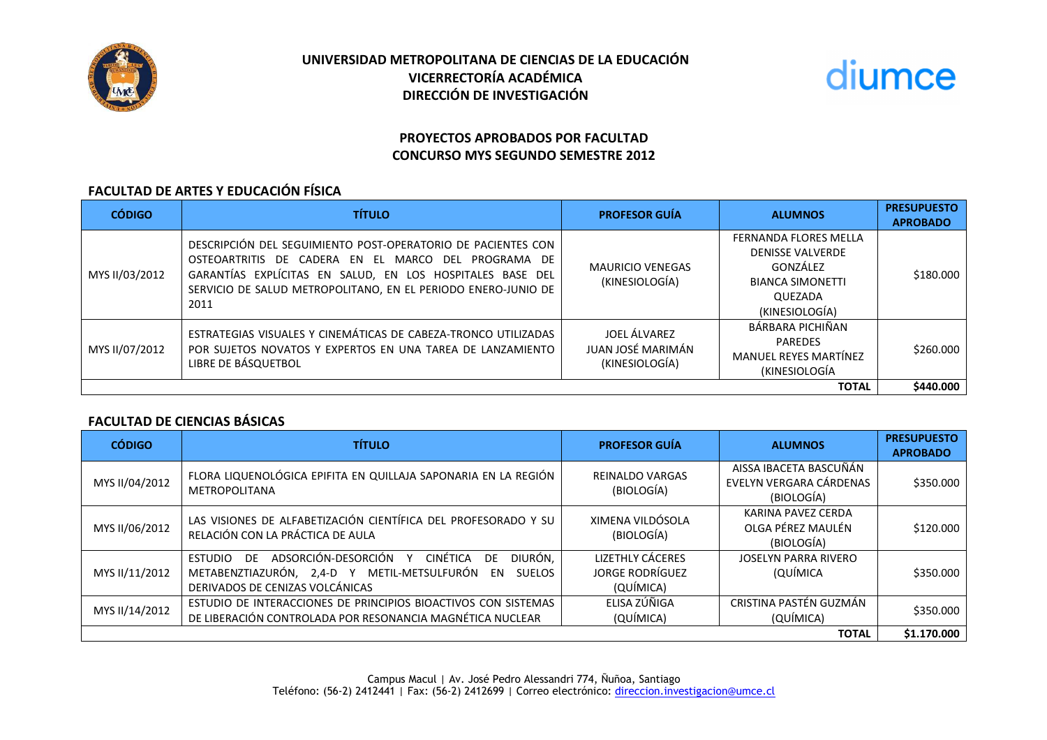# UNIVERSIDAD METROPOLITANA DE CIENCIAS DE LA EDUCACIÓN
## VICERRECTORÍA ACADÉMICA
## DIRECCIÓN DE INVESTIGACIÓN

diumce

## PROYECTOS APROBADOS POR FACULTAD
## CONCURSO MYS SEGUNDO SEMESTRE 2012

### FACULTAD DE ARTES Y EDUCACIÓN FÍSICA

| CÓDIGO | TÍTULO | PROFESOR GUÍA | ALUMNOS | PRESUPUESTO APROBADO |
|---|---|---|---|---|
| MYS II/03/2012 | DESCRIPCIÓN DEL SEGUIMIENTO POST-OPERATORIO DE PACIENTES CON OSTEOARTRITIS DE CADERA EN EL MARCO DEL PROGRAMA DE GARANTÍAS EXPLÍCITAS EN SALUD, EN LOS HOSPITALES BASE DEL SERVICIO DE SALUD METROPOLITANO, EN EL PERIODO ENERO-JUNIO DE 2011 | MAURICIO VENEGAS (KINESIOLOGÍA) | FERNANDA FLORES MELLA DENISSE VALVERDE GONZÁLEZ BIANCA SIMONETTI QUEZADA (KINESIOLOGÍA) | $180.000 |
| MYS II/07/2012 | ESTRATEGIAS VISUALES Y CINEMÁTICAS DE CABEZA-TRONCO UTILIZADAS POR SUJETOS NOVATOS Y EXPERTOS EN UNA TAREA DE LANZAMIENTO LIBRE DE BÁSQUETBOL | JOEL ÁLVAREZ JUAN JOSÉ MARIMÁN (KINESIOLOGÍA) | BÁRBARA PICHIÑAN PAREDES MANUEL REYES MARTÍNEZ (KINESIOLOGÍA | $260.000 |
| | | | **TOTAL** | **$440.000** |

### FACULTAD DE CIENCIAS BÁSICAS

| CÓDIGO | TÍTULO | PROFESOR GUÍA | ALUMNOS | PRESUPUESTO APROBADO |
|---|---|---|---|---|
| MYS II/04/2012 | FLORA LIQUENOLÓGICA EPIFITA EN QUILLAJA SAPONARIA EN LA REGIÓN METROPOLITANA | REINALDO VARGAS (BIOLOGÍA) | AISSA IBACETA BASCUÑÁN EVELYN VERGARA CÁRDENAS (BIOLOGÍA) | $350.000 |
| MYS II/06/2012 | LAS VISIONES DE ALFABETIZACIÓN CIENTÍFICA DEL PROFESORADO Y SU RELACIÓN CON LA PRÁCTICA DE AULA | XIMENA VILDÓSOLA (BIOLOGÍA) | KARINA PAVEZ CERDA OLGA PÉREZ MAULÉN (BIOLOGÍA) | $120.000 |
| MYS II/11/2012 | ESTUDIO DE ADSORCIÓN-DESORCIÓN Y CINÉTICA DE DIURÓN, METABENZTIAZURÓN, 2,4-D Y METIL-METSULFURÓN EN SUELOS DERIVADOS DE CENIZAS VOLCÁNICAS | LIZETHLY CÁCERES JORGE RODRÍGUEZ (QUÍMICA) | JOSELYN PARRA RIVERO (QUÍMICA | $350.000 |
| MYS II/14/2012 | ESTUDIO DE INTERACCIONES DE PRINCIPIOS BIOACTIVOS CON SISTEMAS DE LIBERACIÓN CONTROLADA POR RESONANCIA MAGNÉTICA NUCLEAR | ELISA ZÚÑIGA (QUÍMICA) | CRISTINA PASTÉN GUZMÁN (QUÍMICA) | $350.000 |
| | | | **TOTAL** | **$1.170.000** |

Campus Macul | Av. José Pedro Alessandri 774, Ñuñoa, Santiago
Teléfono: (56-2) 2412441 | Fax: (56-2) 2412699 | Correo electrónico: direccion.investigacion@umce.cl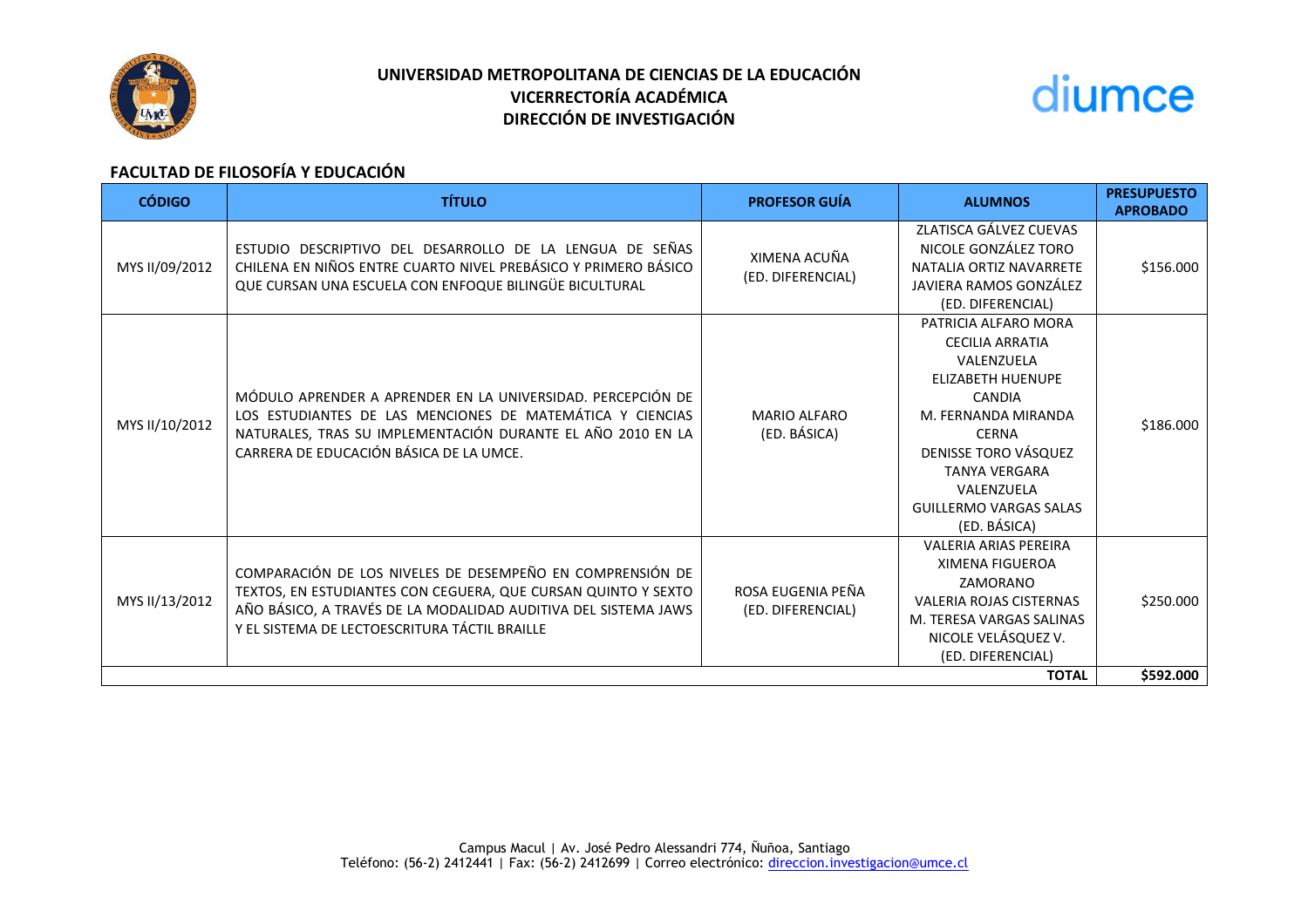# UNIVERSIDAD METROPOLITANA DE CIENCIAS DE LA EDUCACIÓN
## VICERRECTORÍA ACADÉMICA
## DIRECCIÓN DE INVESTIGACIÓN

diumce

### FACULTAD DE FILOSOFÍA Y EDUCACIÓN

| CÓDIGO | TÍTULO | PROFESOR GUÍA | ALUMNOS | PRESUPUESTO APROBADO |
|---|---|---|---|---|
| MYS II/09/2012 | ESTUDIO DESCRIPTIVO DEL DESARROLLO DE LA LENGUA DE SEÑAS CHILENA EN NIÑOS ENTRE CUARTO NIVEL PREBÁSICO Y PRIMERO BÁSICO QUE CURSAN UNA ESCUELA CON ENFOQUE BILINGÜE BICULTURAL | XIMENA ACUÑA (ED. DIFERENCIAL) | ZLATISCA GÁLVEZ CUEVAS<br>NICOLE GONZÁLEZ TORO<br>NATALIA ORTIZ NAVARRETE<br>JAVIERA RAMOS GONZÁLEZ<br>(ED. DIFERENCIAL) | $156.000 |
| MYS II/10/2012 | MÓDULO APRENDER A APRENDER EN LA UNIVERSIDAD. PERCEPCIÓN DE LOS ESTUDIANTES DE LAS MENCIONES DE MATEMÁTICA Y CIENCIAS NATURALES, TRAS SU IMPLEMENTACIÓN DURANTE EL AÑO 2010 EN LA CARRERA DE EDUCACIÓN BÁSICA DE LA UMCE. | MARIO ALFARO (ED. BÁSICA) | PATRICIA ALFARO MORA<br>CECILIA ARRATIA VALENZUELA<br>ELIZABETH HUENUPE CANDIA<br>M. FERNANDA MIRANDA CERNA<br>DENISSE TORO VÁSQUEZ<br>TANYA VERGARA VALENZUELA<br>GUILLERMO VARGAS SALAS<br>(ED. BÁSICA) | $186.000 |
| MYS II/13/2012 | COMPARACIÓN DE LOS NIVELES DE DESEMPEÑO EN COMPRENSIÓN DE TEXTOS, EN ESTUDIANTES CON CEGUERA, QUE CURSAN QUINTO Y SEXTO AÑO BÁSICO, A TRAVÉS DE LA MODALIDAD AUDITIVA DEL SISTEMA JAWS Y EL SISTEMA DE LECTOESCRITURA TÁCTIL BRAILLE | ROSA EUGENIA PEÑA (ED. DIFERENCIAL) | VALERIA ARIAS PEREIRA<br>XIMENA FIGUEROA ZAMORANO<br>VALERIA ROJAS CISTERNAS<br>M. TERESA VARGAS SALINAS<br>NICOLE VELÁSQUEZ V.<br>(ED. DIFERENCIAL) | $250.000 |
| | | | **TOTAL** | **$592.000** |

Campus Macul | Av. José Pedro Alessandri 774, Ñuñoa, Santiago
Teléfono: (56-2) 2412441 | Fax: (56-2) 2412699 | Correo electrónico: direccion.investigacion@umce.cl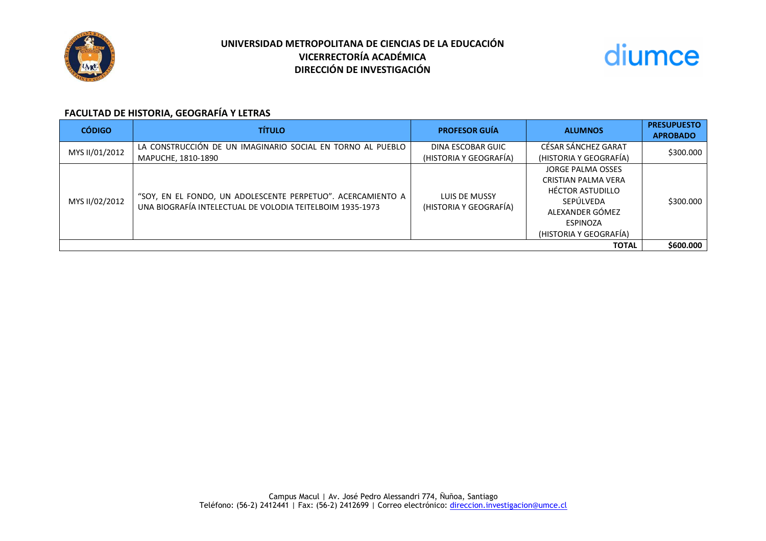**UNIVERSIDAD METROPOLITANA DE CIENCIAS DE LA EDUCACIÓN**
**VICERRECTORÍA ACADÉMICA**
**DIRECCIÓN DE INVESTIGACIÓN**

## FACULTAD DE HISTORIA, GEOGRAFÍA Y LETRAS

| CÓDIGO | TÍTULO | PROFESOR GUÍA | ALUMNOS | PRESUPUESTO APROBADO |
|---|---|---|---|---|
| MYS II/01/2012 | LA CONSTRUCCIÓN DE UN IMAGINARIO SOCIAL EN TORNO AL PUEBLO MAPUCHE, 1810-1890 | DINA ESCOBAR GUIC (HISTORIA Y GEOGRAFÍA) | CÉSAR SÁNCHEZ GARAT (HISTORIA Y GEOGRAFÍA) | $300.000 |
| MYS II/02/2012 | "SOY, EN EL FONDO, UN ADOLESCENTE PERPETUO". ACERCAMIENTO A UNA BIOGRAFÍA INTELECTUAL DE VOLODIA TEITELBOIM 1935-1973 | LUIS DE MUSSY (HISTORIA Y GEOGRAFÍA) | JORGE PALMA OSSES<br>CRISTIAN PALMA VERA<br>HÉCTOR ASTUDILLO SEPÚLVEDA<br>ALEXANDER GÓMEZ ESPINOZA<br>(HISTORIA Y GEOGRAFÍA) | $300.000 |
| | | | **TOTAL** | **$600.000** |

Campus Macul | Av. José Pedro Alessandri 774, Ñuñoa, Santiago
Teléfono: (56-2) 2412441 | Fax: (56-2) 2412699 | Correo electrónico: direccion.investigacion@umce.cl